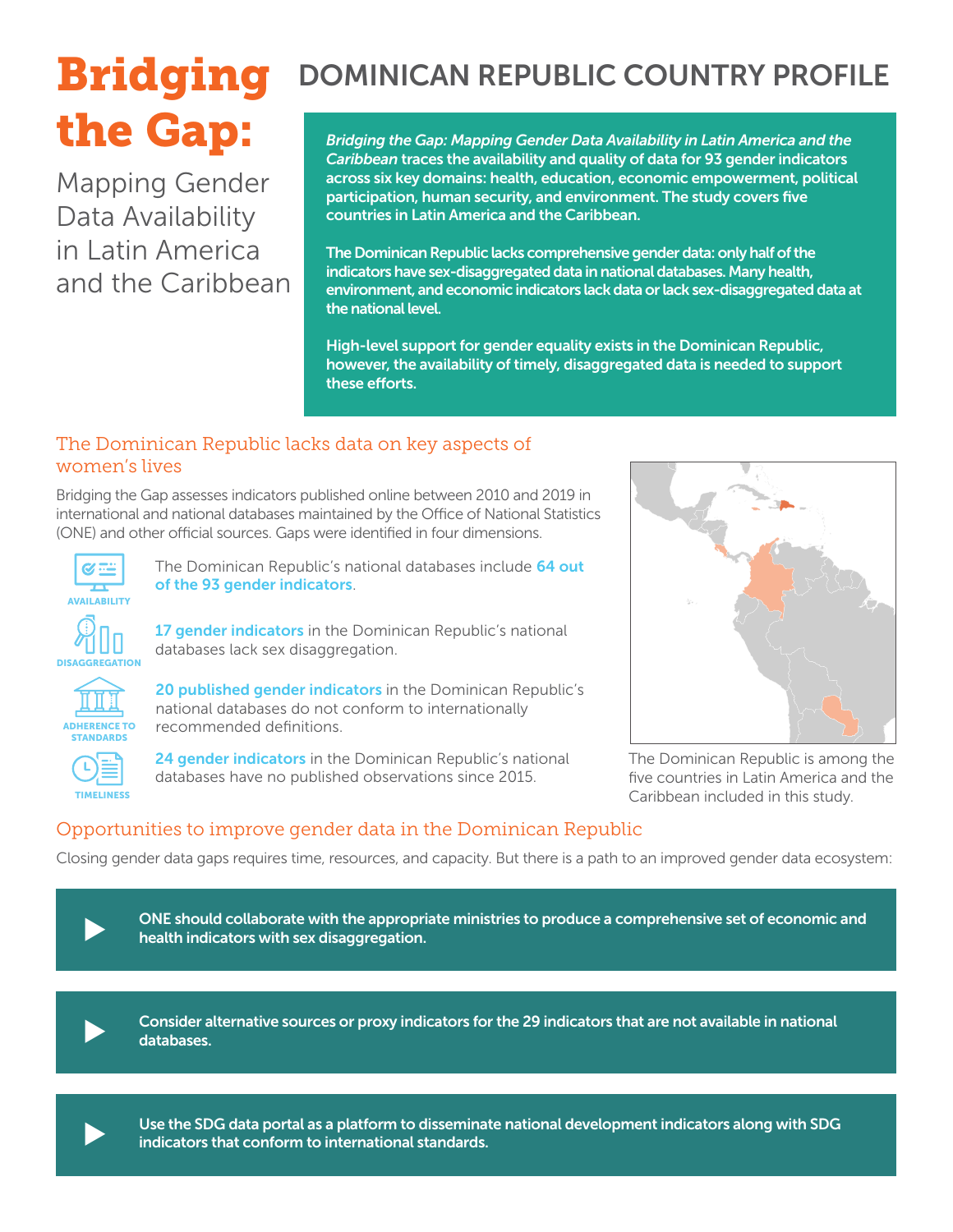# Bridging the Gap:

Mapping Gender Data Availability in Latin America and the Caribbean

## DOMINICAN REPUBLIC COUNTRY PROFILE

***Bridging the Gap: Mapping Gender Data Availability in Latin America and the Caribbean*** **traces the availability and quality of data for 93 gender indicators across six key domains: health, education, economic empowerment, political participation, human security, and environment. The study covers five countries in Latin America and the Caribbean.**

**The Dominican Republic lacks comprehensive gender data: only half of the indicators have sex-disaggregated data in national databases. Many health, environment, and economic indicators lack data or lack sex-disaggregated data at the national level.**

**High-level support for gender equality exists in the Dominican Republic, however, the availability of timely, disaggregated data is needed to support these efforts.**

## The Dominican Republic lacks data on key aspects of women's lives

Bridging the Gap assesses indicators published online between 2010 and 2019 in international and national databases maintained by the Office of National Statistics (ONE) and other official sources. Gaps were identified in four dimensions.

**AVAILABILITY**: The Dominican Republic's national databases include **64 out of the 93 gender indicators**.

**DISAGGREGATION**: **17 gender indicators** in the Dominican Republic's national databases lack sex disaggregation.

**ADHERENCE TO STANDARDS**: **20 published gender indicators** in the Dominican Republic's national databases do not conform to internationally recommended definitions.

**TIMELINESS**: **24 gender indicators** in the Dominican Republic's national databases have no published observations since 2015.

The Dominican Republic is among the five countries in Latin America and the Caribbean included in this study.

## Opportunities to improve gender data in the Dominican Republic

Closing gender data gaps requires time, resources, and capacity. But there is a path to an improved gender data ecosystem:

- **ONE should collaborate with the appropriate ministries to produce a comprehensive set of economic and health indicators with sex disaggregation.**
- **Consider alternative sources or proxy indicators for the 29 indicators that are not available in national databases.**
- **Use the SDG data portal as a platform to disseminate national development indicators along with SDG indicators that conform to international standards.**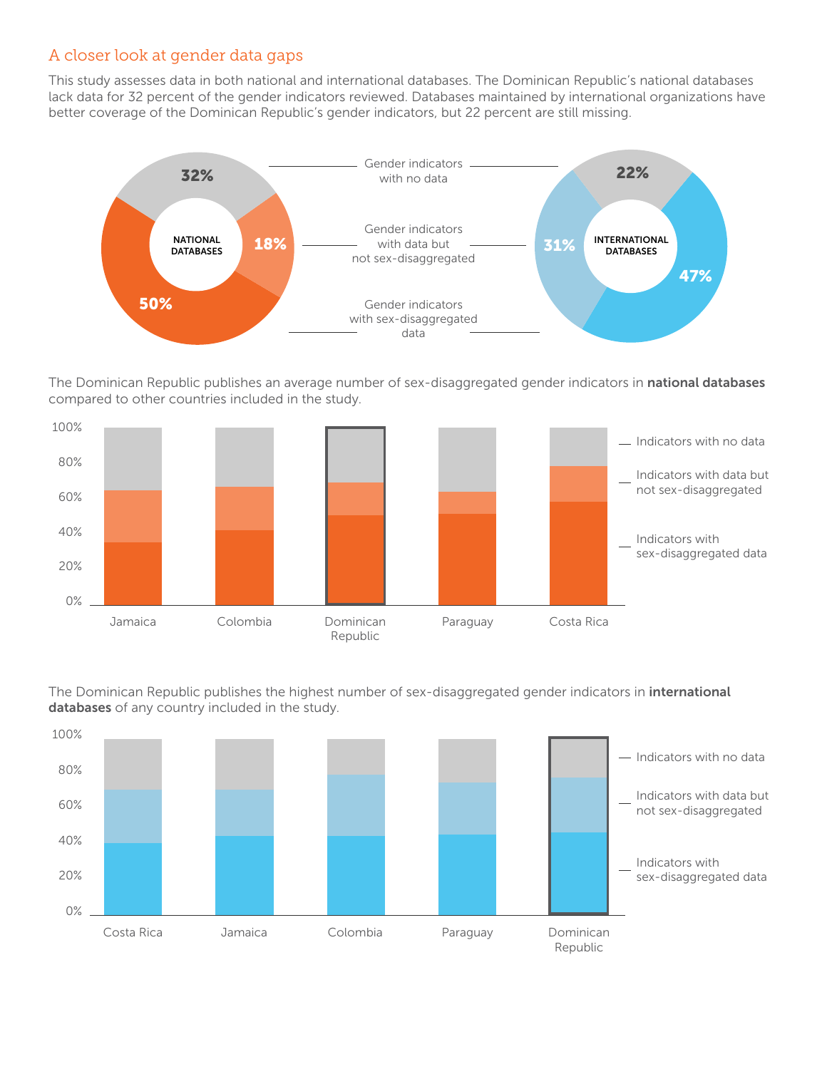## A closer look at gender data gaps

This study assesses data in both national and international databases. The Dominican Republic's national databases lack data for 32 percent of the gender indicators reviewed. Databases maintained by international organizations have better coverage of the Dominican Republic's gender indicators, but 22 percent are still missing.

| | National databases | International databases |
|---|---|---|
| Gender indicators with no data | 32% | 22% |
| Gender indicators with data but not sex-disaggregated | 18% | 31% |
| Gender indicators with sex-disaggregated data | 50% | 47% |

The Dominican Republic publishes an average number of sex-disaggregated gender indicators in **national databases** compared to other countries included in the study.

Countries: Jamaica, Colombia, Dominican Republic, Paraguay, Costa Rica

Legend: Indicators with no data; Indicators with data but not sex-disaggregated; Indicators with sex-disaggregated data

The Dominican Republic publishes the highest number of sex-disaggregated gender indicators in **international databases** of any country included in the study.

Countries: Costa Rica, Jamaica, Colombia, Paraguay, Dominican Republic

Legend: Indicators with no data; Indicators with data but not sex-disaggregated; Indicators with sex-disaggregated data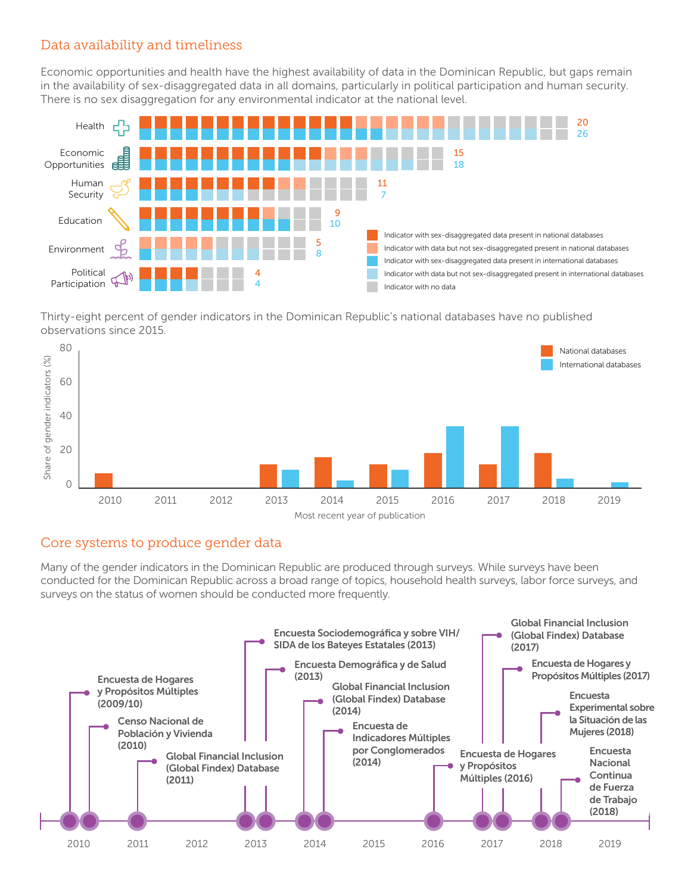## Data availability and timeliness

Economic opportunities and health have the highest availability of data in the Dominican Republic, but gaps remain in the availability of sex-disaggregated data in all domains, particularly in political participation and human security. There is no sex disaggregation for any environmental indicator at the national level.

| Domain | National | International |
|---|---|---|
| Health | 20 | 26 |
| Economic Opportunities | 15 | 18 |
| Human Security | 11 | 7 |
| Education | 9 | 10 |
| Environment | 5 | 8 |
| Political Participation | 4 | 4 |

- Indicator with sex-disaggregated data present in national databases
- Indicator with data but not sex-disaggregated present in national databases
- Indicator with sex-disaggregated data present in international databases
- Indicator with data but not sex-disaggregated present in international databases
- Indicator with no data

Thirty-eight percent of gender indicators in the Dominican Republic's national databases have no published observations since 2015.

Share of gender indicators (%) by most recent year of publication: National databases; International databases. Years: 2010, 2011, 2012, 2013, 2014, 2015, 2016, 2017, 2018, 2019.

## Core systems to produce gender data

Many of the gender indicators in the Dominican Republic are produced through surveys. While surveys have been conducted for the Dominican Republic across a broad range of topics, household health surveys, labor force surveys, and surveys on the status of women should be conducted more frequently.

- 2010: Encuesta de Hogares y Propósitos Múltiples (2009/10)
- 2010: Censo Nacional de Población y Vivienda (2010)
- 2011: Global Financial Inclusion (Global Findex) Database (2011)
- 2013: Encuesta Sociodemográfica y sobre VIH/SIDA de los Bateyes Estatales (2013)
- 2013: Encuesta Demográfica y de Salud (2013)
- 2014: Global Financial Inclusion (Global Findex) Database (2014)
- 2014: Encuesta de Indicadores Múltiples por Conglomerados (2014)
- 2016: Encuesta de Hogares y Propósitos Múltiples (2016)
- 2017: Global Financial Inclusion (Global Findex) Database (2017)
- 2017: Encuesta de Hogares y Propósitos Múltiples (2017)
- 2018: Encuesta Experimental sobre la Situación de las Mujeres (2018)
- 2018: Encuesta Nacional Continua de Fuerza de Trabajo (2018)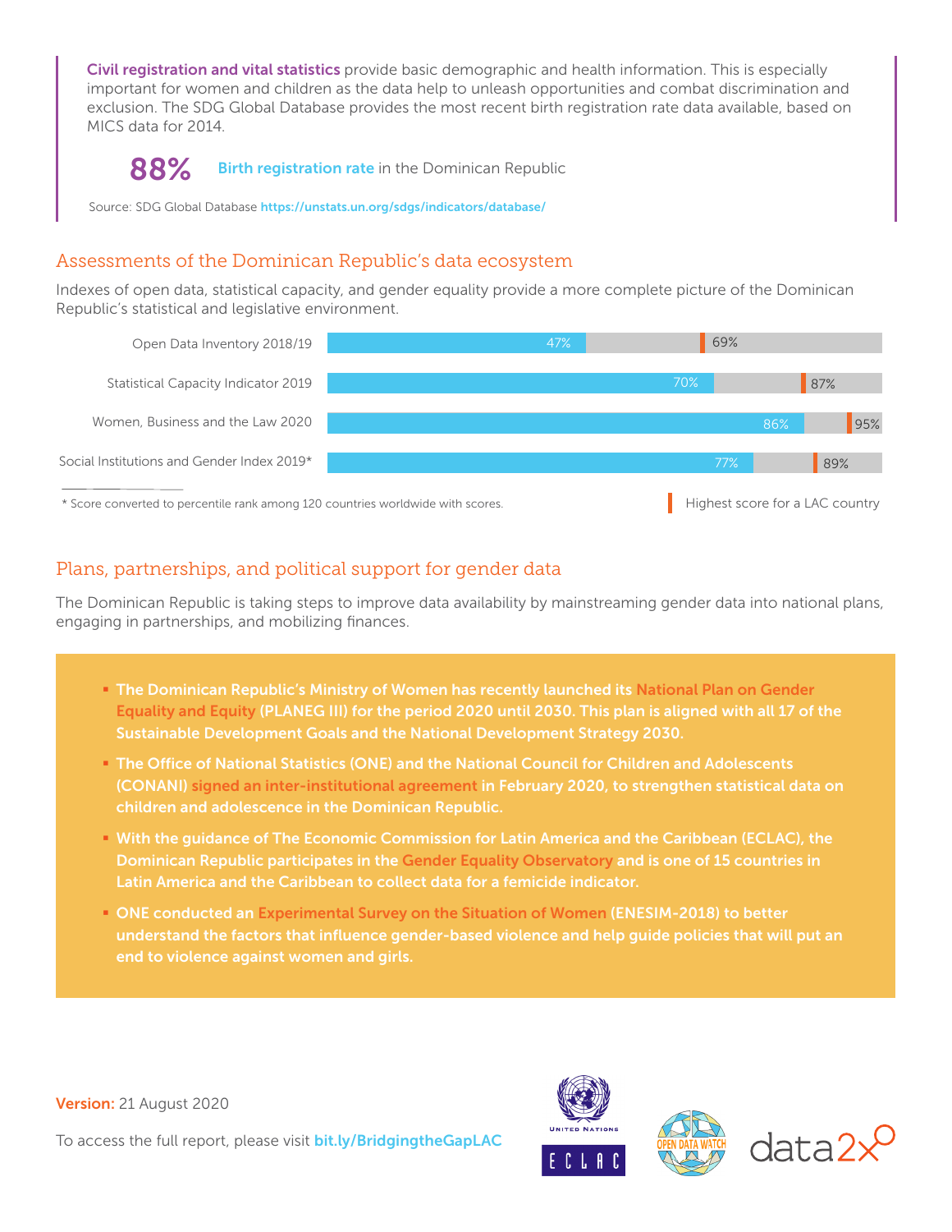**Civil registration and vital statistics** provide basic demographic and health information. This is especially important for women and children as the data help to unleash opportunities and combat discrimination and exclusion. The SDG Global Database provides the most recent birth registration rate data available, based on MICS data for 2014.

**88%** **Birth registration rate** in the Dominican Republic

Source: SDG Global Database https://unstats.un.org/sdgs/indicators/database/

## Assessments of the Dominican Republic's data ecosystem

Indexes of open data, statistical capacity, and gender equality provide a more complete picture of the Dominican Republic's statistical and legislative environment.

Open Data Inventory 2018/19
47%
69%

Statistical Capacity Indicator 2019
70%
87%

Women, Business and the Law 2020
86%
95%

Social Institutions and Gender Index 2019*
77%
89%

\* Score converted to percentile rank among 120 countries worldwide with scores.

Highest score for a LAC country

## Plans, partnerships, and political support for gender data

The Dominican Republic is taking steps to improve data availability by mainstreaming gender data into national plans, engaging in partnerships, and mobilizing finances.

- **The Dominican Republic's Ministry of Women has recently launched its National Plan on Gender Equality and Equity (PLANEG III) for the period 2020 until 2030. This plan is aligned with all 17 of the Sustainable Development Goals and the National Development Strategy 2030.**
- **The Office of National Statistics (ONE) and the National Council for Children and Adolescents (CONANI) signed an inter-institutional agreement in February 2020, to strengthen statistical data on children and adolescence in the Dominican Republic.**
- **With the guidance of The Economic Commission for Latin America and the Caribbean (ECLAC), the Dominican Republic participates in the Gender Equality Observatory and is one of 15 countries in Latin America and the Caribbean to collect data for a femicide indicator.**
- **ONE conducted an Experimental Survey on the Situation of Women (ENESIM-2018) to better understand the factors that influence gender-based violence and help guide policies that will put an end to violence against women and girls.**

**Version:** 21 August 2020

To access the full report, please visit bit.ly/BridgingtheGapLAC